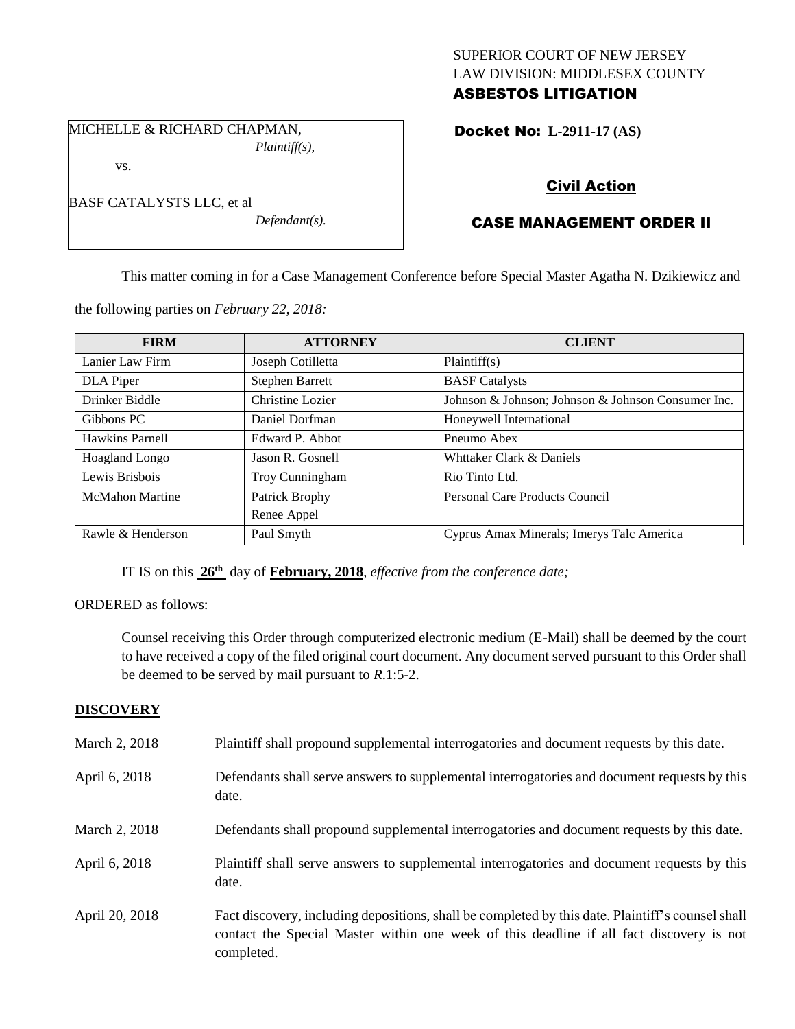SUPERIOR COURT OF NEW JERSEY
LAW DIVISION: MIDDLESEX COUNTY
**ASBESTOS LITIGATION**

MICHELLE & RICHARD CHAPMAN,
*Plaintiff(s),*

vs.

BASF CATALYSTS LLC, et al
*Defendant(s).*

**Docket No: L-2911-17 (AS)**

**Civil Action**

**CASE MANAGEMENT ORDER II**

This matter coming in for a Case Management Conference before Special Master Agatha N. Dzikiewicz and the following parties on *February 22, 2018:*

| FIRM | ATTORNEY | CLIENT |
|---|---|---|
| Lanier Law Firm | Joseph Cotilletta | Plaintiff(s) |
| DLA Piper | Stephen Barrett | BASF Catalysts |
| Drinker Biddle | Christine Lozier | Johnson & Johnson; Johnson & Johnson Consumer Inc. |
| Gibbons PC | Daniel Dorfman | Honeywell International |
| Hawkins Parnell | Edward P. Abbot | Pneumo Abex |
| Hoagland Longo | Jason R. Gosnell | Whttaker Clark & Daniels |
| Lewis Brisbois | Troy Cunningham | Rio Tinto Ltd. |
| McMahon Martine | Patrick Brophy<br>Renee Appel | Personal Care Products Council |
| Rawle & Henderson | Paul Smyth | Cyprus Amax Minerals; Imerys Talc America |

IT IS on this **26th** day of **February, 2018**, *effective from the conference date;*

ORDERED as follows:

Counsel receiving this Order through computerized electronic medium (E-Mail) shall be deemed by the court to have received a copy of the filed original court document. Any document served pursuant to this Order shall be deemed to be served by mail pursuant to *R*.1:5-2.

## DISCOVERY

| | |
|---|---|
| March 2, 2018 | Plaintiff shall propound supplemental interrogatories and document requests by this date. |
| April 6, 2018 | Defendants shall serve answers to supplemental interrogatories and document requests by this date. |
| March 2, 2018 | Defendants shall propound supplemental interrogatories and document requests by this date. |
| April 6, 2018 | Plaintiff shall serve answers to supplemental interrogatories and document requests by this date. |
| April 20, 2018 | Fact discovery, including depositions, shall be completed by this date. Plaintiff's counsel shall contact the Special Master within one week of this deadline if all fact discovery is not completed. |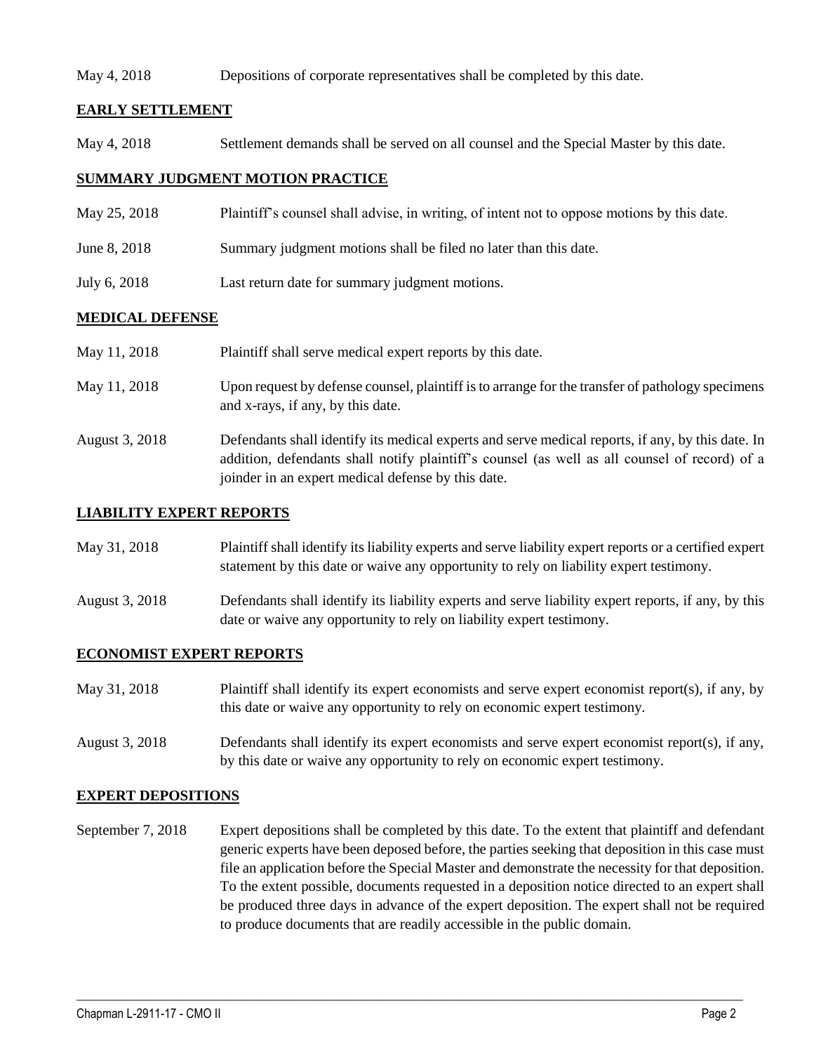May 4, 2018 Depositions of corporate representatives shall be completed by this date.

## EARLY SETTLEMENT

May 4, 2018 Settlement demands shall be served on all counsel and the Special Master by this date.

## SUMMARY JUDGMENT MOTION PRACTICE

May 25, 2018 Plaintiff's counsel shall advise, in writing, of intent not to oppose motions by this date.

June 8, 2018 Summary judgment motions shall be filed no later than this date.

July 6, 2018 Last return date for summary judgment motions.

## MEDICAL DEFENSE

May 11, 2018 Plaintiff shall serve medical expert reports by this date.

May 11, 2018 Upon request by defense counsel, plaintiff is to arrange for the transfer of pathology specimens and x-rays, if any, by this date.

August 3, 2018 Defendants shall identify its medical experts and serve medical reports, if any, by this date. In addition, defendants shall notify plaintiff's counsel (as well as all counsel of record) of a joinder in an expert medical defense by this date.

## LIABILITY EXPERT REPORTS

May 31, 2018 Plaintiff shall identify its liability experts and serve liability expert reports or a certified expert statement by this date or waive any opportunity to rely on liability expert testimony.

August 3, 2018 Defendants shall identify its liability experts and serve liability expert reports, if any, by this date or waive any opportunity to rely on liability expert testimony.

## ECONOMIST EXPERT REPORTS

May 31, 2018 Plaintiff shall identify its expert economists and serve expert economist report(s), if any, by this date or waive any opportunity to rely on economic expert testimony.

August 3, 2018 Defendants shall identify its expert economists and serve expert economist report(s), if any, by this date or waive any opportunity to rely on economic expert testimony.

## EXPERT DEPOSITIONS

September 7, 2018 Expert depositions shall be completed by this date. To the extent that plaintiff and defendant generic experts have been deposed before, the parties seeking that deposition in this case must file an application before the Special Master and demonstrate the necessity for that deposition. To the extent possible, documents requested in a deposition notice directed to an expert shall be produced three days in advance of the expert deposition. The expert shall not be required to produce documents that are readily accessible in the public domain.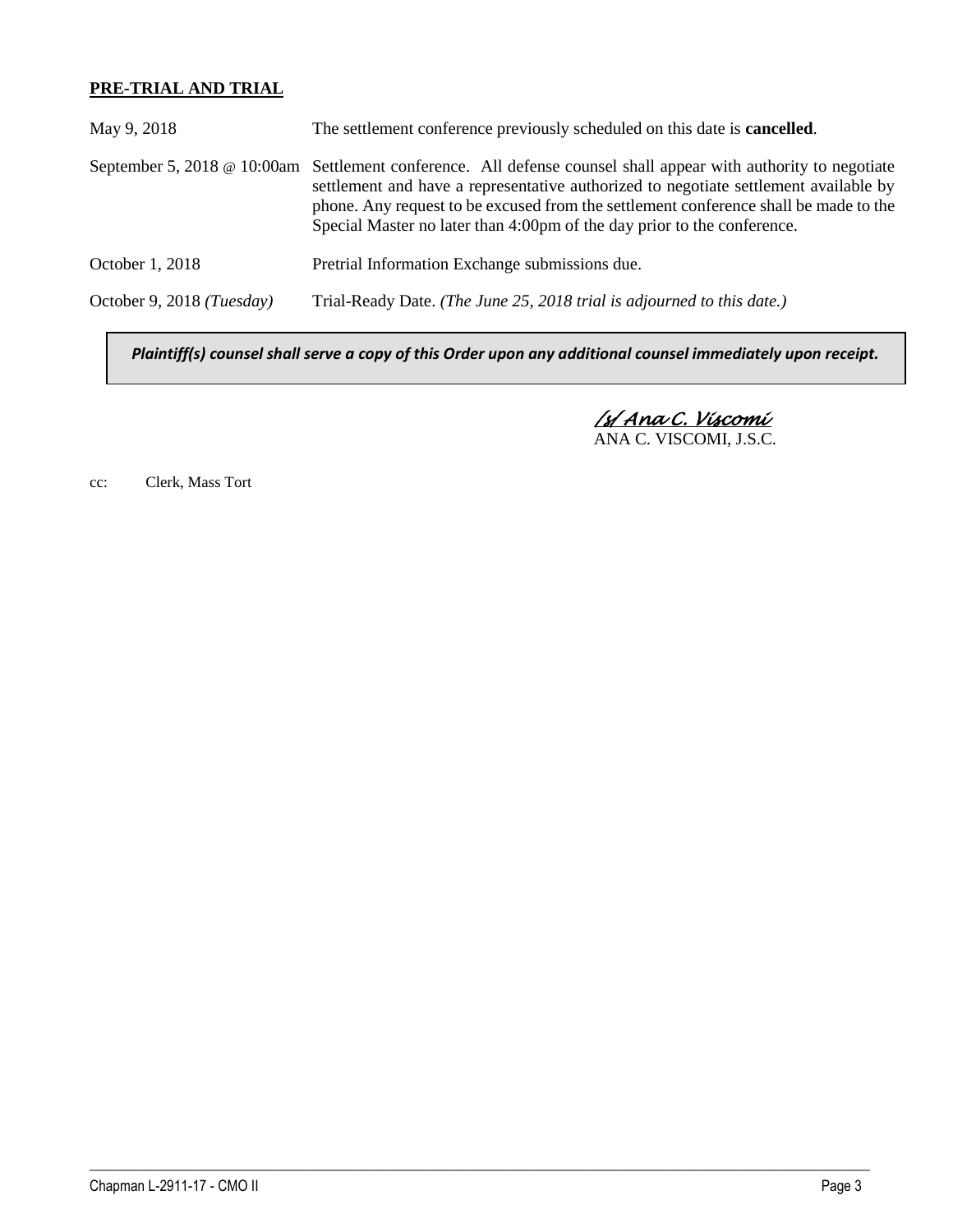**PRE-TRIAL AND TRIAL**

| | |
|---|---|
| May 9, 2018 | The settlement conference previously scheduled on this date is **cancelled**. |
| September 5, 2018 @ 10:00am | Settlement conference. All defense counsel shall appear with authority to negotiate settlement and have a representative authorized to negotiate settlement available by phone. Any request to be excused from the settlement conference shall be made to the Special Master no later than 4:00pm of the day prior to the conference. |
| October 1, 2018 | Pretrial Information Exchange submissions due. |
| October 9, 2018 *(Tuesday)* | Trial-Ready Date. *(The June 25, 2018 trial is adjourned to this date.)* |

***Plaintiff(s) counsel shall serve a copy of this Order upon any additional counsel immediately upon receipt.***

*/s/ Ana C. Viscomi*
ANA C. VISCOMI, J.S.C.

cc: Clerk, Mass Tort